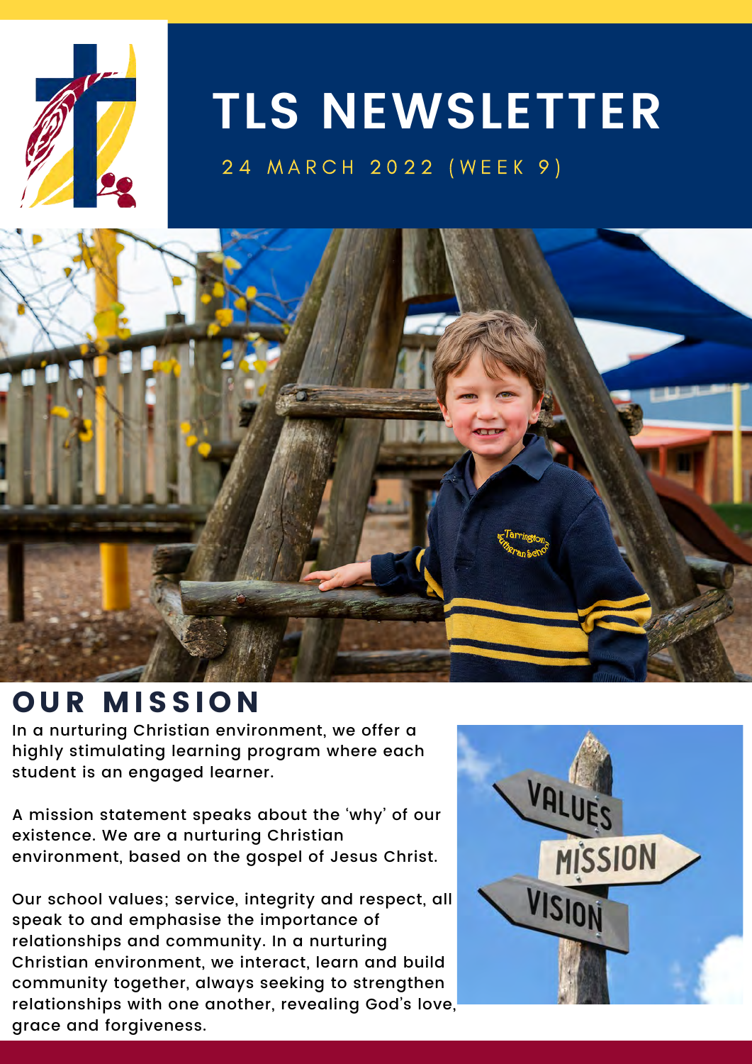# TLS NEWSLETTER

24 MARCH 2022 (WEEK 9)

## OUR MISSION

In a nurturing Christian environment, we offer a highly stimulating learning program where each student is an engaged learner.

A mission statement speaks about the 'why' of our existence. We are a nurturing Christian environment, based on the gospel of Jesus Christ.

Our school values; service, integrity and respect, all speak to and emphasise the importance of relationships and community. In a nurturing Christian environment, we interact, learn and build community together, always seeking to strengthen relationships with one another, revealing God's love, grace and forgiveness.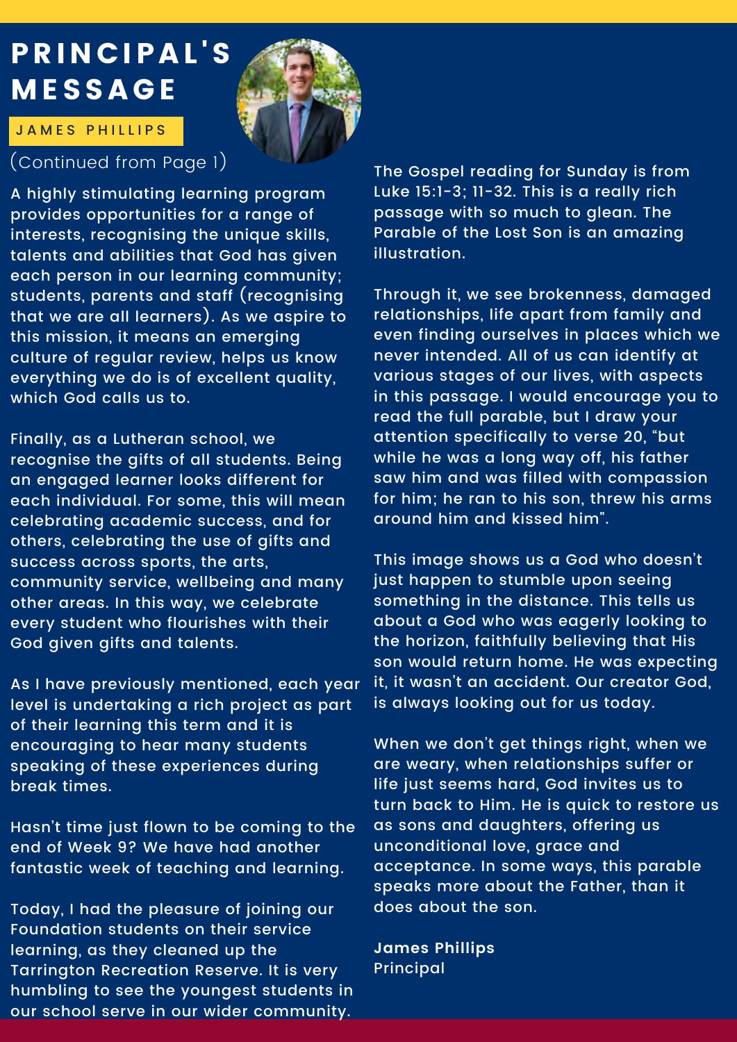# PRINCIPAL'S MESSAGE

JAMES PHILLIPS

(Continued from Page 1)

A highly stimulating learning program provides opportunities for a range of interests, recognising the unique skills, talents and abilities that God has given each person in our learning community; students, parents and staff (recognising that we are all learners). As we aspire to this mission, it means an emerging culture of regular review, helps us know everything we do is of excellent quality, which God calls us to.

Finally, as a Lutheran school, we recognise the gifts of all students. Being an engaged learner looks different for each individual. For some, this will mean celebrating academic success, and for others, celebrating the use of gifts and success across sports, the arts, community service, wellbeing and many other areas. In this way, we celebrate every student who flourishes with their God given gifts and talents.

As I have previously mentioned, each year level is undertaking a rich project as part of their learning this term and it is encouraging to hear many students speaking of these experiences during break times.

Hasn't time just flown to be coming to the end of Week 9? We have had another fantastic week of teaching and learning.

Today, I had the pleasure of joining our Foundation students on their service learning, as they cleaned up the Tarrington Recreation Reserve. It is very humbling to see the youngest students in our school serve in our wider community.

The Gospel reading for Sunday is from Luke 15:1-3; 11-32. This is a really rich passage with so much to glean. The Parable of the Lost Son is an amazing illustration.

Through it, we see brokenness, damaged relationships, life apart from family and even finding ourselves in places which we never intended. All of us can identify at various stages of our lives, with aspects in this passage. I would encourage you to read the full parable, but I draw your attention specifically to verse 20, "but while he was a long way off, his father saw him and was filled with compassion for him; he ran to his son, threw his arms around him and kissed him".

This image shows us a God who doesn't just happen to stumble upon seeing something in the distance. This tells us about a God who was eagerly looking to the horizon, faithfully believing that His son would return home. He was expecting it, it wasn't an accident. Our creator God, is always looking out for us today.

When we don't get things right, when we are weary, when relationships suffer or life just seems hard, God invites us to turn back to Him. He is quick to restore us as sons and daughters, offering us unconditional love, grace and acceptance. In some ways, this parable speaks more about the Father, than it does about the son.

**James Phillips**
Principal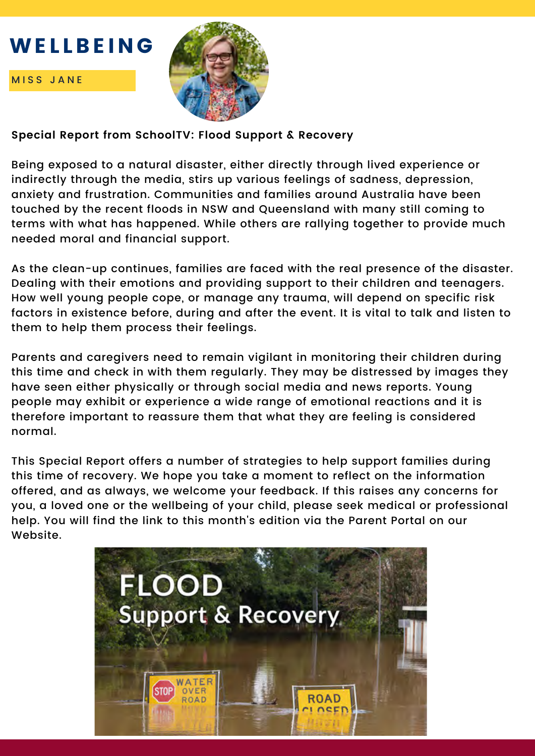# WELLBEING

MISS JANE

**Special Report from SchoolTV: Flood Support & Recovery**

Being exposed to a natural disaster, either directly through lived experience or indirectly through the media, stirs up various feelings of sadness, depression, anxiety and frustration. Communities and families around Australia have been touched by the recent floods in NSW and Queensland with many still coming to terms with what has happened. While others are rallying together to provide much needed moral and financial support.

As the clean-up continues, families are faced with the real presence of the disaster. Dealing with their emotions and providing support to their children and teenagers. How well young people cope, or manage any trauma, will depend on specific risk factors in existence before, during and after the event. It is vital to talk and listen to them to help them process their feelings.

Parents and caregivers need to remain vigilant in monitoring their children during this time and check in with them regularly. They may be distressed by images they have seen either physically or through social media and news reports. Young people may exhibit or experience a wide range of emotional reactions and it is therefore important to reassure them that what they are feeling is considered normal.

This Special Report offers a number of strategies to help support families during this time of recovery. We hope you take a moment to reflect on the information offered, and as always, we welcome your feedback. If this raises any concerns for you, a loved one or the wellbeing of your child, please seek medical or professional help. You will find the link to this month's edition via the Parent Portal on our Website.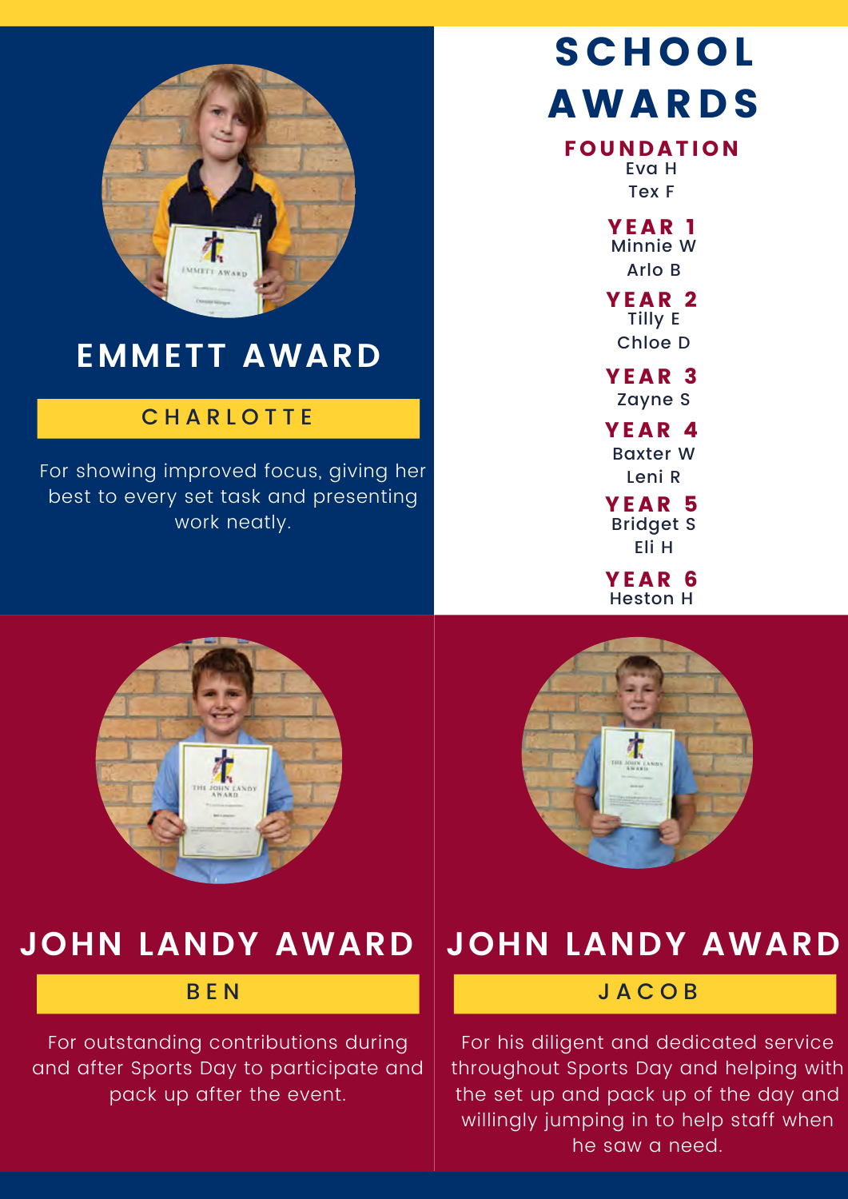## EMMETT AWARD

**CHARLOTTE**

For showing improved focus, giving her best to every set task and presenting work neatly.

# SCHOOL AWARDS

### FOUNDATION
Eva H
Tex F

### YEAR 1
Minnie W
Arlo B

### YEAR 2
Tilly E
Chloe D

### YEAR 3
Zayne S

### YEAR 4
Baxter W
Leni R

### YEAR 5
Bridget S
Eli H

### YEAR 6
Heston H

## JOHN LANDY AWARD

**BEN**

For outstanding contributions during and after Sports Day to participate and pack up after the event.

## JOHN LANDY AWARD

**JACOB**

For his diligent and dedicated service throughout Sports Day and helping with the set up and pack up of the day and willingly jumping in to help staff when he saw a need.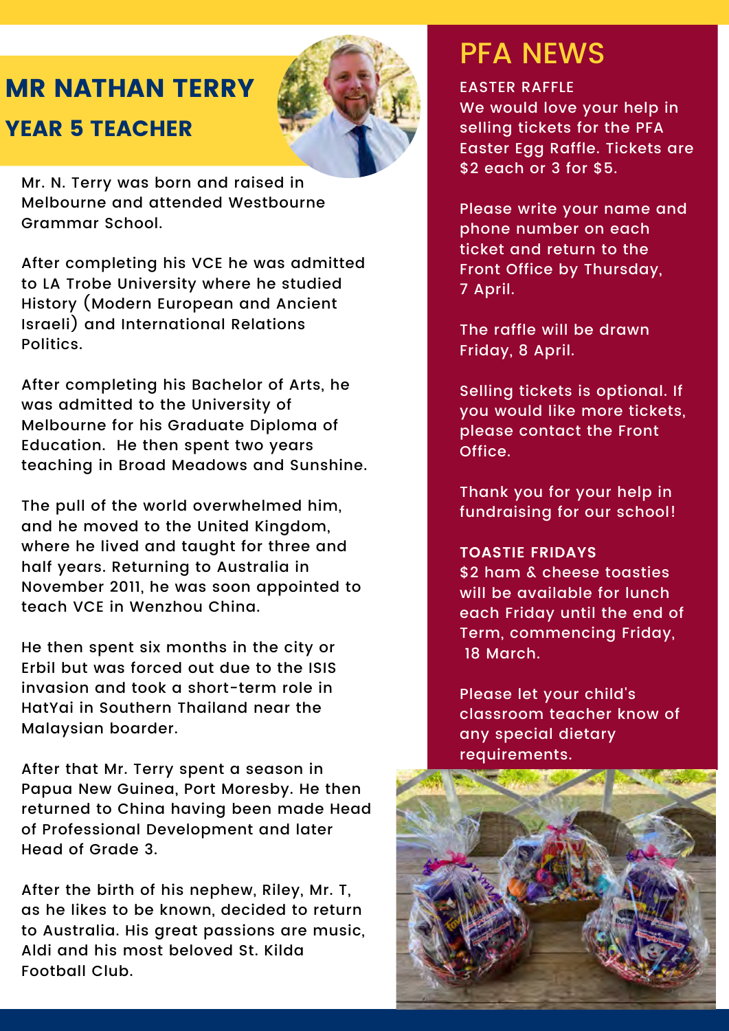# MR NATHAN TERRY

## YEAR 5 TEACHER

Mr. N. Terry was born and raised in Melbourne and attended Westbourne Grammar School.

After completing his VCE he was admitted to LA Trobe University where he studied History (Modern European and Ancient Israeli) and International Relations Politics.

After completing his Bachelor of Arts, he was admitted to the University of Melbourne for his Graduate Diploma of Education. He then spent two years teaching in Broad Meadows and Sunshine.

The pull of the world overwhelmed him, and he moved to the United Kingdom, where he lived and taught for three and half years. Returning to Australia in November 2011, he was soon appointed to teach VCE in Wenzhou China.

He then spent six months in the city or Erbil but was forced out due to the ISIS invasion and took a short-term role in HatYai in Southern Thailand near the Malaysian boarder.

After that Mr. Terry spent a season in Papua New Guinea, Port Moresby. He then returned to China having been made Head of Professional Development and later Head of Grade 3.

After the birth of his nephew, Riley, Mr. T, as he likes to be known, decided to return to Australia. His great passions are music, Aldi and his most beloved St. Kilda Football Club.

# PFA NEWS

EASTER RAFFLE

We would love your help in selling tickets for the PFA Easter Egg Raffle. Tickets are $2 each or 3 for $5.

Please write your name and phone number on each ticket and return to the Front Office by Thursday, 7 April.

The raffle will be drawn Friday, 8 April.

Selling tickets is optional. If you would like more tickets, please contact the Front Office.

Thank you for your help in fundraising for our school!

**TOASTIE FRIDAYS**

$2 ham & cheese toasties will be available for lunch each Friday until the end of Term, commencing Friday, 18 March.

Please let your child's classroom teacher know of any special dietary requirements.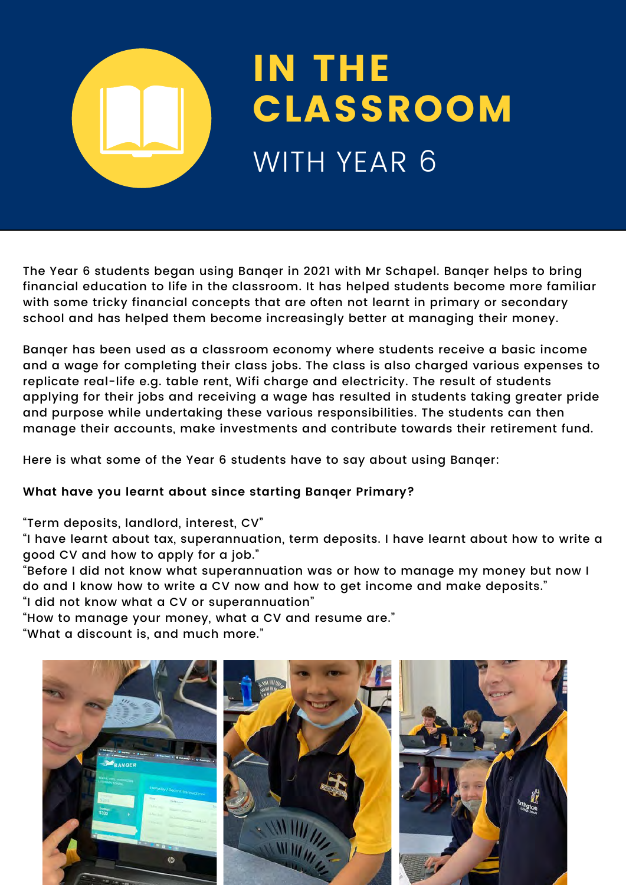# IN THE CLASSROOM

## WITH YEAR 6

The Year 6 students began using Banqer in 2021 with Mr Schapel. Banqer helps to bring financial education to life in the classroom. It has helped students become more familiar with some tricky financial concepts that are often not learnt in primary or secondary school and has helped them become increasingly better at managing their money.

Banqer has been used as a classroom economy where students receive a basic income and a wage for completing their class jobs. The class is also charged various expenses to replicate real-life e.g. table rent, Wifi charge and electricity. The result of students applying for their jobs and receiving a wage has resulted in students taking greater pride and purpose while undertaking these various responsibilities. The students can then manage their accounts, make investments and contribute towards their retirement fund.

Here is what some of the Year 6 students have to say about using Banqer:

**What have you learnt about since starting Banqer Primary?**

"Term deposits, landlord, interest, CV"

"I have learnt about tax, superannuation, term deposits. I have learnt about how to write a good CV and how to apply for a job."

"Before I did not know what superannuation was or how to manage my money but now I do and I know how to write a CV now and how to get income and make deposits."

"I did not know what a CV or superannuation"

"How to manage your money, what a CV and resume are."

"What a discount is, and much more."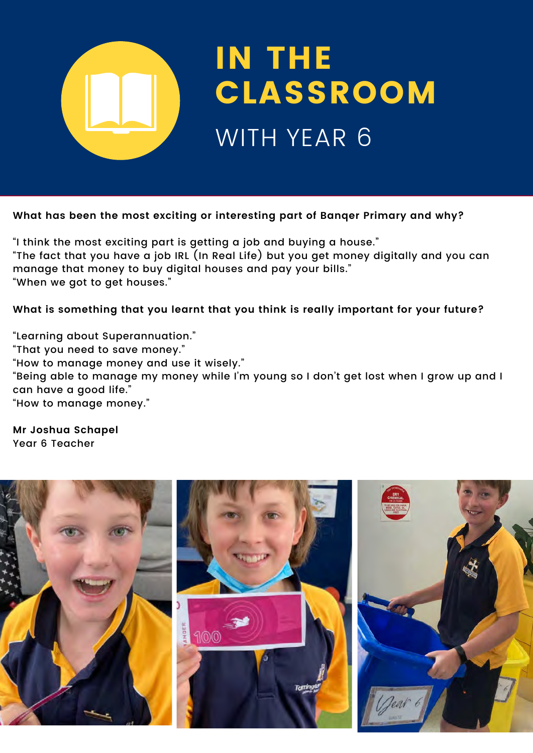# IN THE CLASSROOM

## WITH YEAR 6

**What has been the most exciting or interesting part of Banqer Primary and why?**

"I think the most exciting part is getting a job and buying a house."
"The fact that you have a job IRL (In Real Life) but you get money digitally and you can manage that money to buy digital houses and pay your bills."
"When we got to get houses."

**What is something that you learnt that you think is really important for your future?**

"Learning about Superannuation."
"That you need to save money."
"How to manage money and use it wisely."
"Being able to manage my money while I'm young so I don't get lost when I grow up and I can have a good life."
"How to manage money."

**Mr Joshua Schapel**
Year 6 Teacher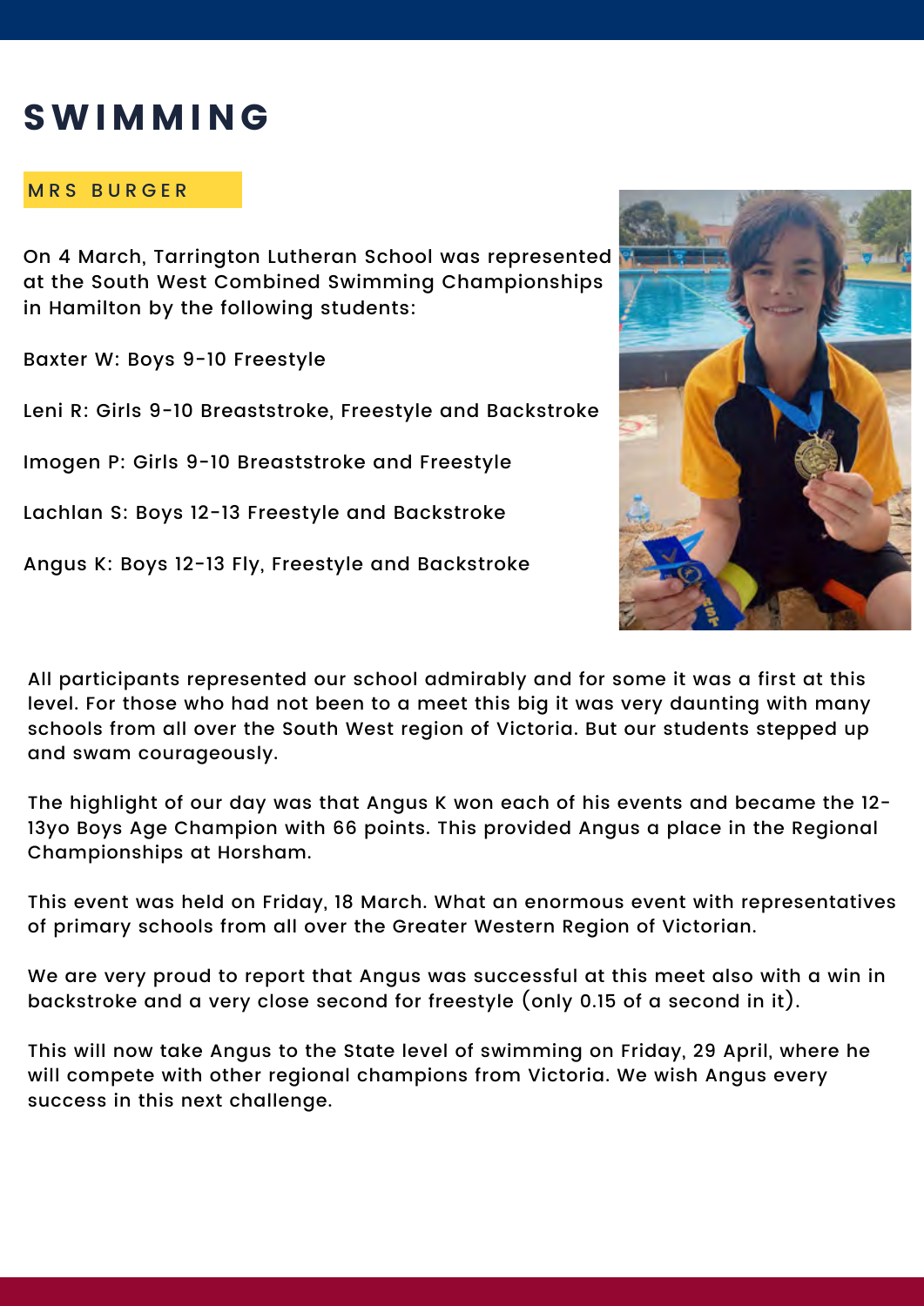# SWIMMING

MRS BURGER

On 4 March, Tarrington Lutheran School was represented at the South West Combined Swimming Championships in Hamilton by the following students:

Baxter W: Boys 9-10 Freestyle

Leni R: Girls 9-10 Breaststroke, Freestyle and Backstroke

Imogen P: Girls 9-10 Breaststroke and Freestyle

Lachlan S: Boys 12-13 Freestyle and Backstroke

Angus K: Boys 12-13 Fly, Freestyle and Backstroke

All participants represented our school admirably and for some it was a first at this level. For those who had not been to a meet this big it was very daunting with many schools from all over the South West region of Victoria. But our students stepped up and swam courageously.

The highlight of our day was that Angus K won each of his events and became the 12-13yo Boys Age Champion with 66 points. This provided Angus a place in the Regional Championships at Horsham.

This event was held on Friday, 18 March. What an enormous event with representatives of primary schools from all over the Greater Western Region of Victorian.

We are very proud to report that Angus was successful at this meet also with a win in backstroke and a very close second for freestyle (only 0.15 of a second in it).

This will now take Angus to the State level of swimming on Friday, 29 April, where he will compete with other regional champions from Victoria. We wish Angus every success in this next challenge.